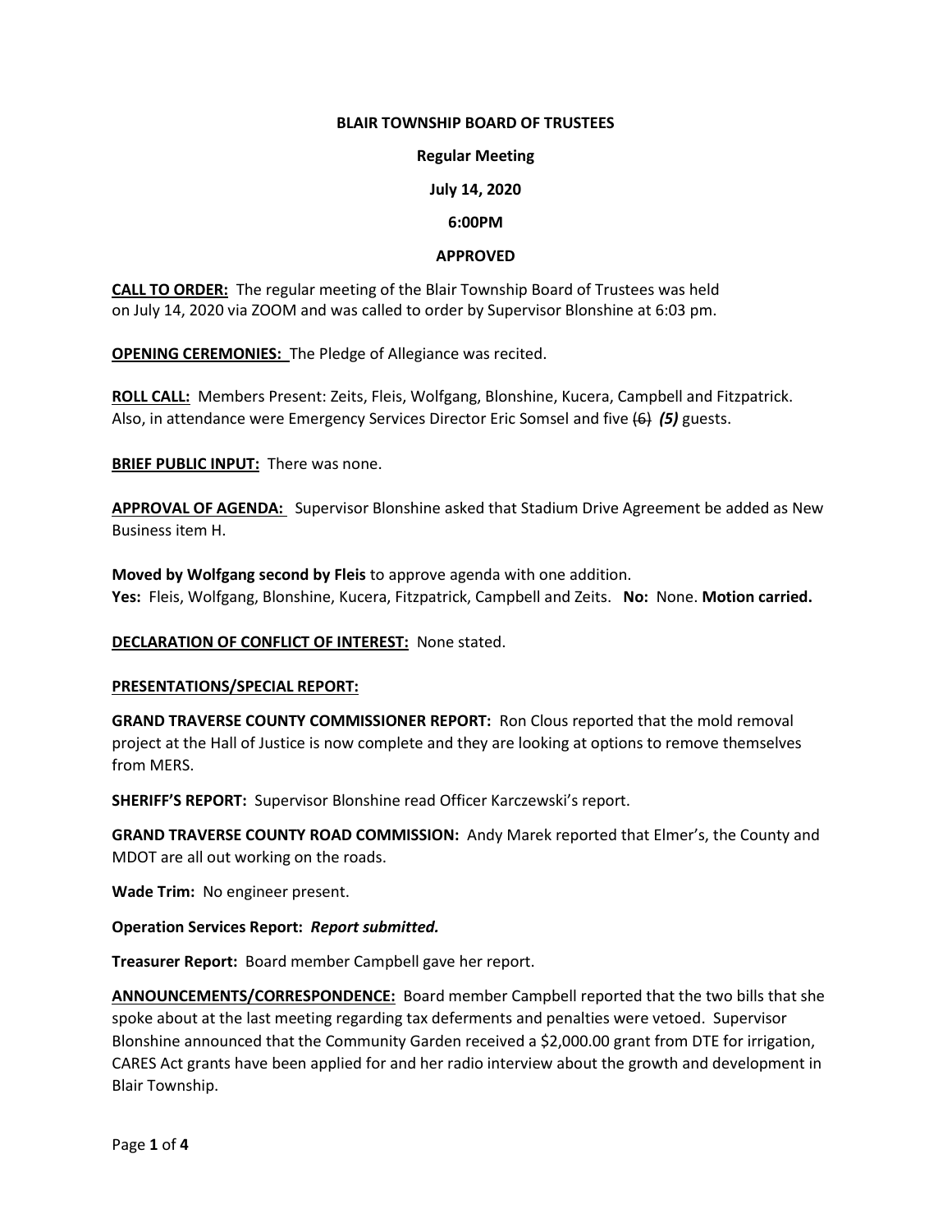**BLAIR TOWNSHIP BOARD OF TRUSTEES**

**Regular Meeting**

**July 14, 2020**

**6:00PM**

**APPROVED**

**CALL TO ORDER:** The regular meeting of the Blair Township Board of Trustees was held on July 14, 2020 via ZOOM and was called to order by Supervisor Blonshine at 6:03 pm.

**OPENING CEREMONIES:** The Pledge of Allegiance was recited.

**ROLL CALL:** Members Present: Zeits, Fleis, Wolfgang, Blonshine, Kucera, Campbell and Fitzpatrick. Also, in attendance were Emergency Services Director Eric Somsel and five ~~(6)~~ ***(5)*** guests.

**BRIEF PUBLIC INPUT:** There was none.

**APPROVAL OF AGENDA:** Supervisor Blonshine asked that Stadium Drive Agreement be added as New Business item H.

**Moved by Wolfgang second by Fleis** to approve agenda with one addition.
**Yes:** Fleis, Wolfgang, Blonshine, Kucera, Fitzpatrick, Campbell and Zeits. **No:** None. **Motion carried.**

**DECLARATION OF CONFLICT OF INTEREST:** None stated.

**PRESENTATIONS/SPECIAL REPORT:**

**GRAND TRAVERSE COUNTY COMMISSIONER REPORT:** Ron Clous reported that the mold removal project at the Hall of Justice is now complete and they are looking at options to remove themselves from MERS.

**SHERIFF'S REPORT:** Supervisor Blonshine read Officer Karczewski's report.

**GRAND TRAVERSE COUNTY ROAD COMMISSION:** Andy Marek reported that Elmer's, the County and MDOT are all out working on the roads.

**Wade Trim:** No engineer present.

**Operation Services Report:** ***Report submitted.***

**Treasurer Report:** Board member Campbell gave her report.

**ANNOUNCEMENTS/CORRESPONDENCE:** Board member Campbell reported that the two bills that she spoke about at the last meeting regarding tax deferments and penalties were vetoed. Supervisor Blonshine announced that the Community Garden received a $2,000.00 grant from DTE for irrigation, CARES Act grants have been applied for and her radio interview about the growth and development in Blair Township.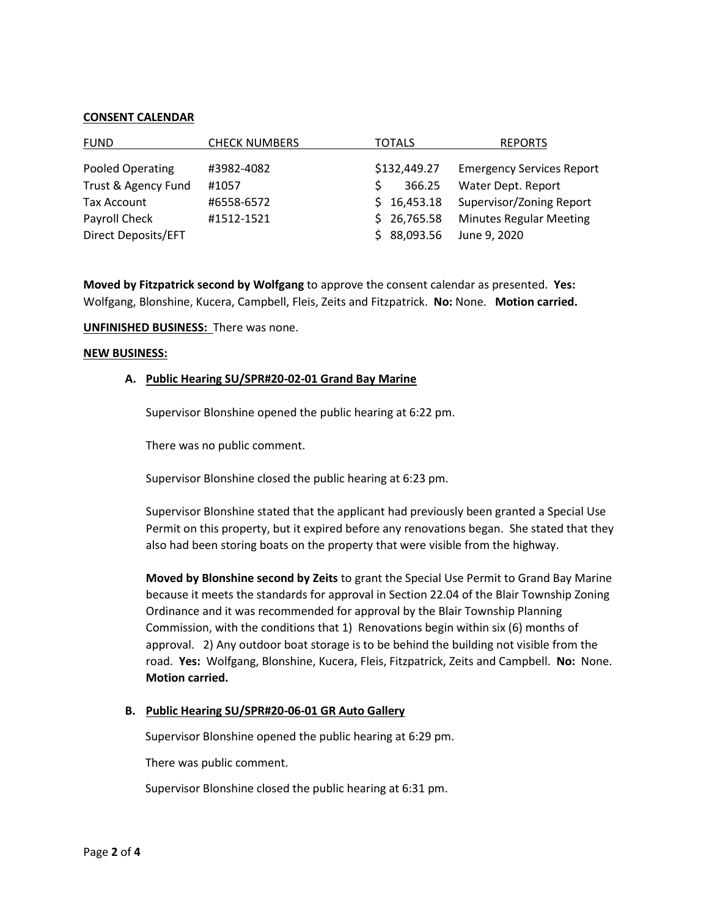**CONSENT CALENDAR**

| FUND | CHECK NUMBERS | TOTALS | REPORTS |
|---|---|---|---|
| Pooled Operating | #3982-4082 | $132,449.27 | Emergency Services Report |
| Trust & Agency Fund | #1057 | $ 366.25 | Water Dept. Report |
| Tax Account | #6558-6572 | $ 16,453.18 | Supervisor/Zoning Report |
| Payroll Check | #1512-1521 | $ 26,765.58 | Minutes Regular Meeting |
| Direct Deposits/EFT | | $ 88,093.56 | June 9, 2020 |

**Moved by Fitzpatrick second by Wolfgang** to approve the consent calendar as presented. **Yes:** Wolfgang, Blonshine, Kucera, Campbell, Fleis, Zeits and Fitzpatrick. **No:** None. **Motion carried.**

**UNFINISHED BUSINESS:** There was none.

**NEW BUSINESS:**

**A. Public Hearing SU/SPR#20-02-01 Grand Bay Marine**

Supervisor Blonshine opened the public hearing at 6:22 pm.

There was no public comment.

Supervisor Blonshine closed the public hearing at 6:23 pm.

Supervisor Blonshine stated that the applicant had previously been granted a Special Use Permit on this property, but it expired before any renovations began. She stated that they also had been storing boats on the property that were visible from the highway.

**Moved by Blonshine second by Zeits** to grant the Special Use Permit to Grand Bay Marine because it meets the standards for approval in Section 22.04 of the Blair Township Zoning Ordinance and it was recommended for approval by the Blair Township Planning Commission, with the conditions that 1) Renovations begin within six (6) months of approval. 2) Any outdoor boat storage is to be behind the building not visible from the road. **Yes:** Wolfgang, Blonshine, Kucera, Fleis, Fitzpatrick, Zeits and Campbell. **No:** None. **Motion carried.**

**B. Public Hearing SU/SPR#20-06-01 GR Auto Gallery**

Supervisor Blonshine opened the public hearing at 6:29 pm.

There was public comment.

Supervisor Blonshine closed the public hearing at 6:31 pm.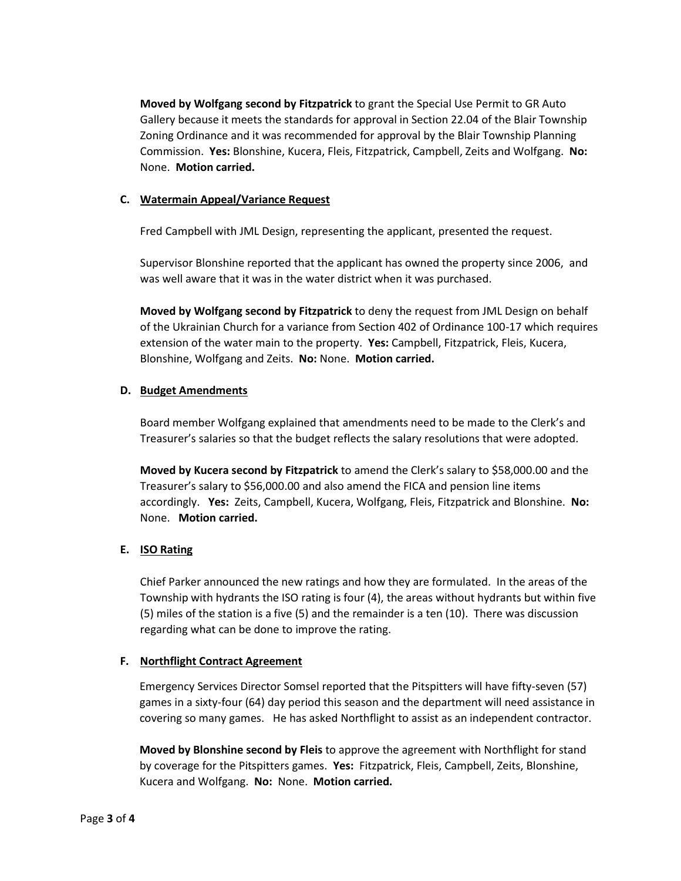**Moved by Wolfgang second by Fitzpatrick** to grant the Special Use Permit to GR Auto Gallery because it meets the standards for approval in Section 22.04 of the Blair Township Zoning Ordinance and it was recommended for approval by the Blair Township Planning Commission. **Yes:** Blonshine, Kucera, Fleis, Fitzpatrick, Campbell, Zeits and Wolfgang. **No:** None. **Motion carried.**

**C. <u>Watermain Appeal/Variance Request</u>**

Fred Campbell with JML Design, representing the applicant, presented the request.

Supervisor Blonshine reported that the applicant has owned the property since 2006, and was well aware that it was in the water district when it was purchased.

**Moved by Wolfgang second by Fitzpatrick** to deny the request from JML Design on behalf of the Ukrainian Church for a variance from Section 402 of Ordinance 100-17 which requires extension of the water main to the property. **Yes:** Campbell, Fitzpatrick, Fleis, Kucera, Blonshine, Wolfgang and Zeits. **No:** None. **Motion carried.**

**D. <u>Budget Amendments</u>**

Board member Wolfgang explained that amendments need to be made to the Clerk's and Treasurer's salaries so that the budget reflects the salary resolutions that were adopted.

**Moved by Kucera second by Fitzpatrick** to amend the Clerk's salary to $58,000.00 and the Treasurer's salary to $56,000.00 and also amend the FICA and pension line items accordingly. **Yes:** Zeits, Campbell, Kucera, Wolfgang, Fleis, Fitzpatrick and Blonshine. **No:** None. **Motion carried.**

**E. <u>ISO Rating</u>**

Chief Parker announced the new ratings and how they are formulated. In the areas of the Township with hydrants the ISO rating is four (4), the areas without hydrants but within five (5) miles of the station is a five (5) and the remainder is a ten (10). There was discussion regarding what can be done to improve the rating.

**F. <u>Northflight Contract Agreement</u>**

Emergency Services Director Somsel reported that the Pitspitters will have fifty-seven (57) games in a sixty-four (64) day period this season and the department will need assistance in covering so many games. He has asked Northflight to assist as an independent contractor.

**Moved by Blonshine second by Fleis** to approve the agreement with Northflight for stand by coverage for the Pitspitters games. **Yes:** Fitzpatrick, Fleis, Campbell, Zeits, Blonshine, Kucera and Wolfgang. **No:** None. **Motion carried.**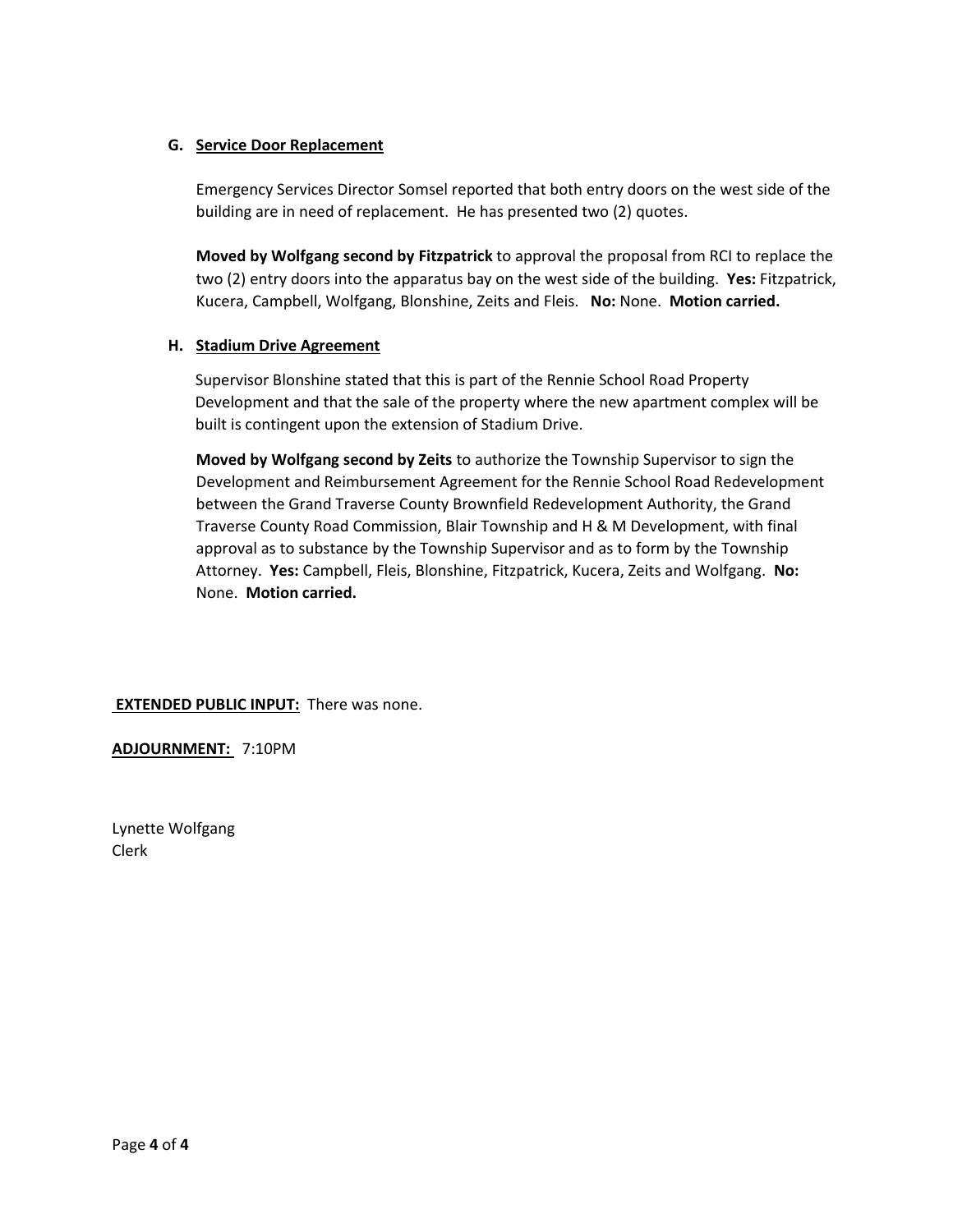**G. Service Door Replacement**

Emergency Services Director Somsel reported that both entry doors on the west side of the building are in need of replacement. He has presented two (2) quotes.

**Moved by Wolfgang second by Fitzpatrick** to approval the proposal from RCI to replace the two (2) entry doors into the apparatus bay on the west side of the building. **Yes:** Fitzpatrick, Kucera, Campbell, Wolfgang, Blonshine, Zeits and Fleis. **No:** None. **Motion carried.**

**H. Stadium Drive Agreement**

Supervisor Blonshine stated that this is part of the Rennie School Road Property Development and that the sale of the property where the new apartment complex will be built is contingent upon the extension of Stadium Drive.

**Moved by Wolfgang second by Zeits** to authorize the Township Supervisor to sign the Development and Reimbursement Agreement for the Rennie School Road Redevelopment between the Grand Traverse County Brownfield Redevelopment Authority, the Grand Traverse County Road Commission, Blair Township and H & M Development, with final approval as to substance by the Township Supervisor and as to form by the Township Attorney. **Yes:** Campbell, Fleis, Blonshine, Fitzpatrick, Kucera, Zeits and Wolfgang. **No:** None. **Motion carried.**

**EXTENDED PUBLIC INPUT:** There was none.

**ADJOURNMENT:** 7:10PM

Lynette Wolfgang
Clerk